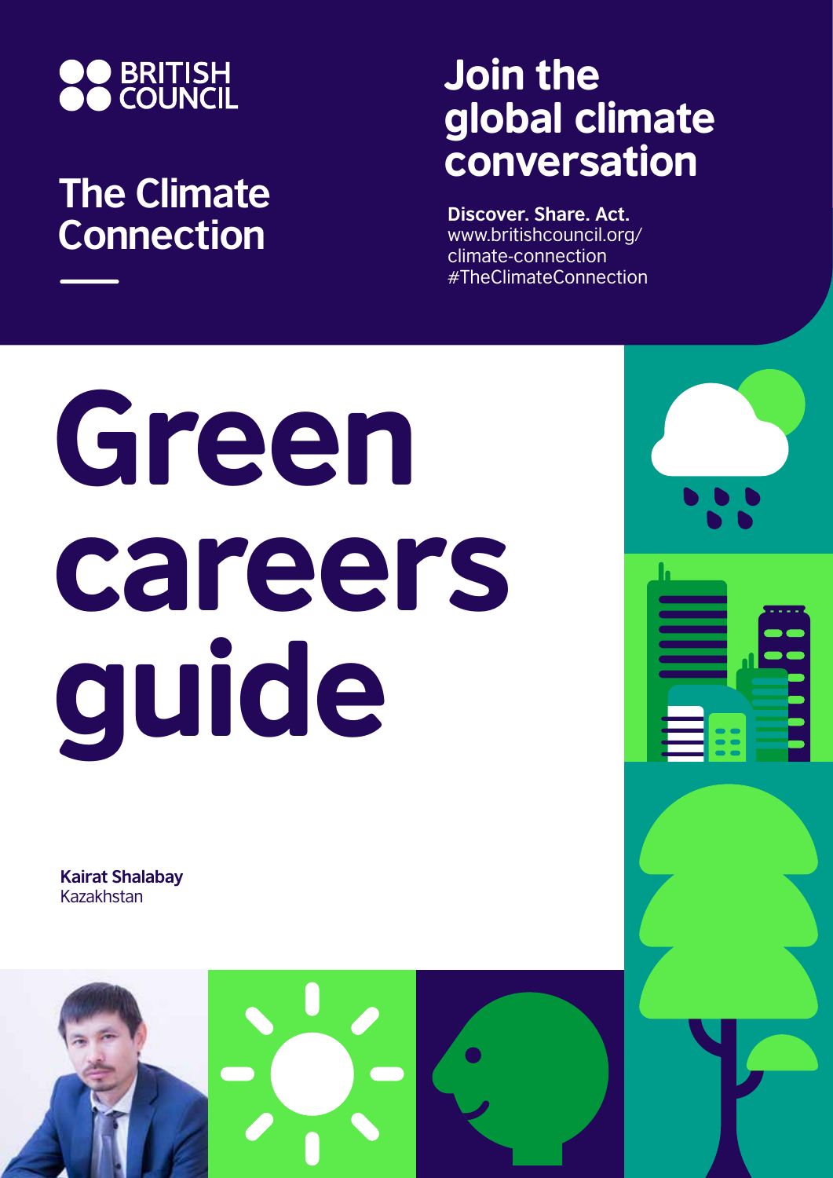BRITISH COUNCIL

**The Climate Connection**

## Join the global climate conversation

**Discover. Share. Act.**
www.britishcouncil.org/climate-connection
#TheClimateConnection

# Green careers guide

**Kairat Shalabay**
Kazakhstan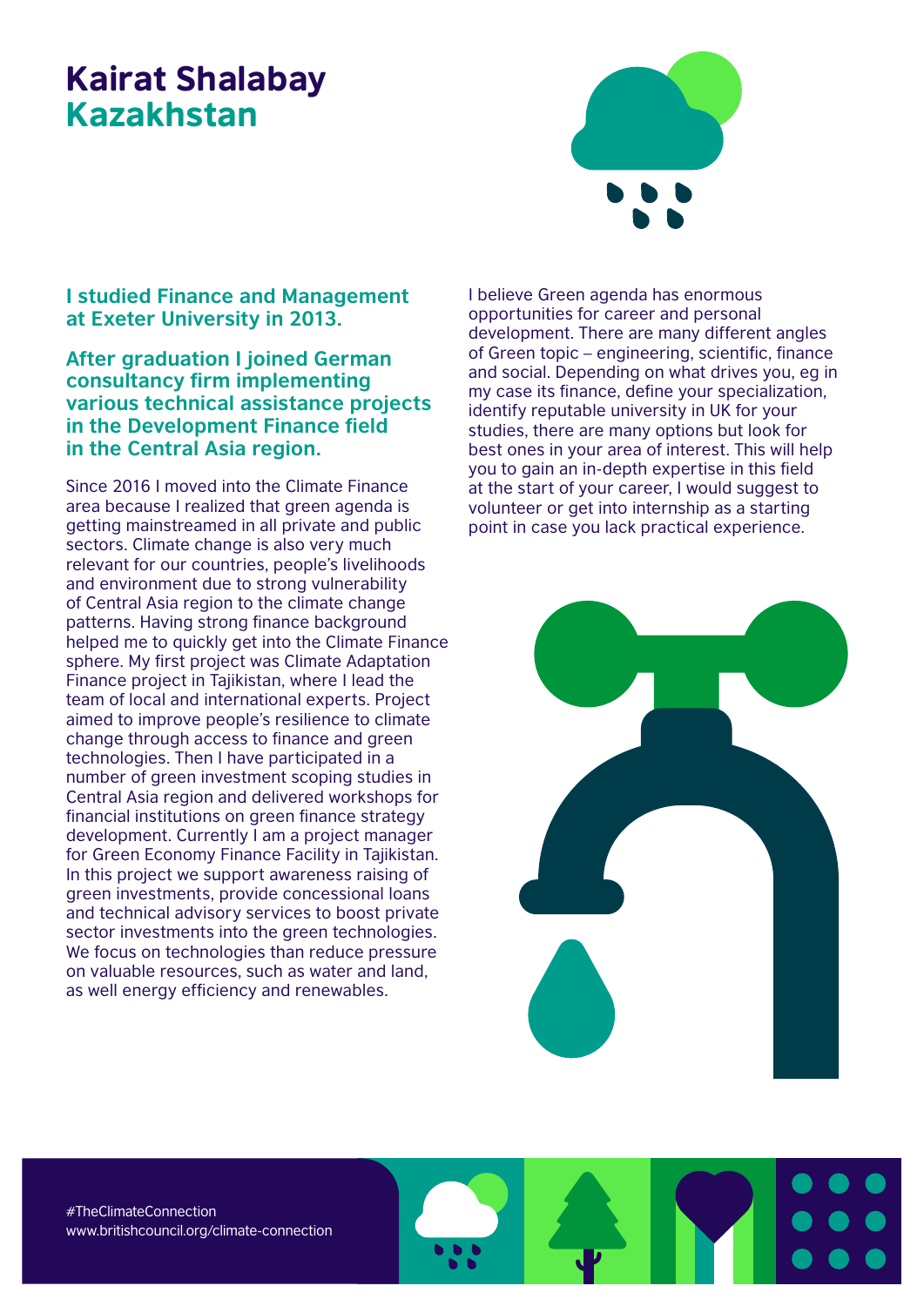# Kairat Shalabay
## Kazakhstan

**I studied Finance and Management at Exeter University in 2013.**

**After graduation I joined German consultancy firm implementing various technical assistance projects in the Development Finance field in the Central Asia region.**

Since 2016 I moved into the Climate Finance area because I realized that green agenda is getting mainstreamed in all private and public sectors. Climate change is also very much relevant for our countries, people's livelihoods and environment due to strong vulnerability of Central Asia region to the climate change patterns. Having strong finance background helped me to quickly get into the Climate Finance sphere. My first project was Climate Adaptation Finance project in Tajikistan, where I lead the team of local and international experts. Project aimed to improve people's resilience to climate change through access to finance and green technologies. Then I have participated in a number of green investment scoping studies in Central Asia region and delivered workshops for financial institutions on green finance strategy development. Currently I am a project manager for Green Economy Finance Facility in Tajikistan. In this project we support awareness raising of green investments, provide concessional loans and technical advisory services to boost private sector investments into the green technologies. We focus on technologies than reduce pressure on valuable resources, such as water and land, as well energy efficiency and renewables.

I believe Green agenda has enormous opportunities for career and personal development. There are many different angles of Green topic – engineering, scientific, finance and social. Depending on what drives you, eg in my case its finance, define your specialization, identify reputable university in UK for your studies, there are many options but look for best ones in your area of interest. This will help you to gain an in-depth expertise in this field at the start of your career, I would suggest to volunteer or get into internship as a starting point in case you lack practical experience.

#TheClimateConnection
www.britishcouncil.org/climate-connection